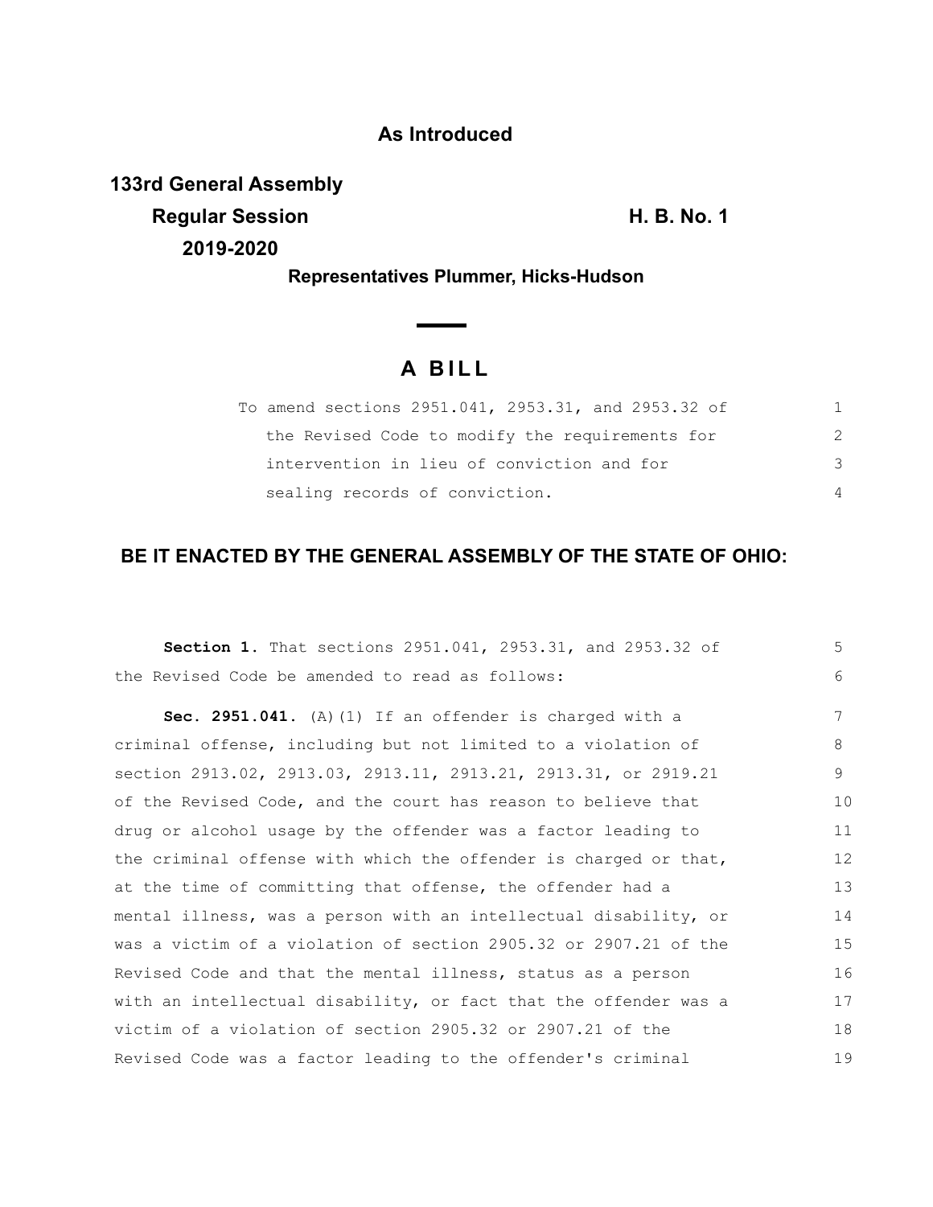**As Introduced**

**133rd General Assembly**

**Regular Session** **H. B. No. 1**

**2019-2020**

**Representatives Plummer, Hicks-Hudson**

# A BILL

To amend sections 2951.041, 2953.31, and 2953.32 of the Revised Code to modify the requirements for intervention in lieu of conviction and for sealing records of conviction.

## BE IT ENACTED BY THE GENERAL ASSEMBLY OF THE STATE OF OHIO:

**Section 1.** That sections 2951.041, 2953.31, and 2953.32 of the Revised Code be amended to read as follows:

**Sec. 2951.041.** (A)(1) If an offender is charged with a criminal offense, including but not limited to a violation of section 2913.02, 2913.03, 2913.11, 2913.21, 2913.31, or 2919.21 of the Revised Code, and the court has reason to believe that drug or alcohol usage by the offender was a factor leading to the criminal offense with which the offender is charged or that, at the time of committing that offense, the offender had a mental illness, was a person with an intellectual disability, or was a victim of a violation of section 2905.32 or 2907.21 of the Revised Code and that the mental illness, status as a person with an intellectual disability, or fact that the offender was a victim of a violation of section 2905.32 or 2907.21 of the Revised Code was a factor leading to the offender's criminal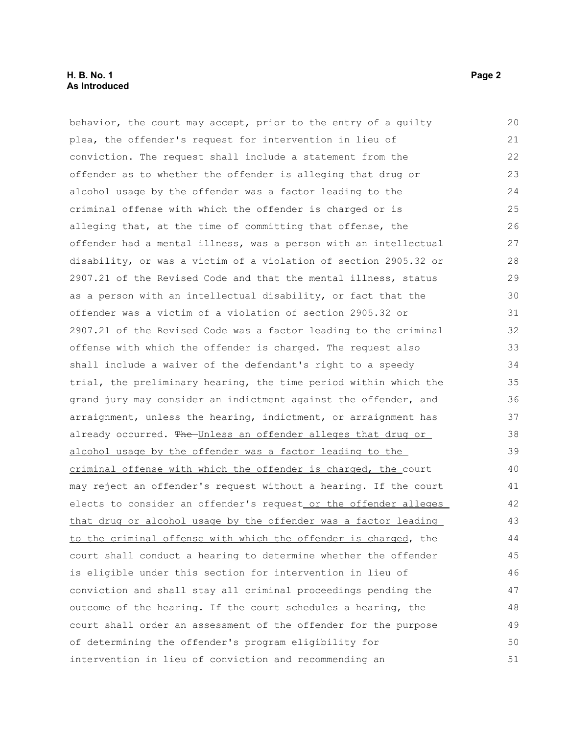behavior, the court may accept, prior to the entry of a guilty plea, the offender's request for intervention in lieu of conviction. The request shall include a statement from the offender as to whether the offender is alleging that drug or alcohol usage by the offender was a factor leading to the criminal offense with which the offender is charged or is alleging that, at the time of committing that offense, the offender had a mental illness, was a person with an intellectual disability, or was a victim of a violation of section 2905.32 or 2907.21 of the Revised Code and that the mental illness, status as a person with an intellectual disability, or fact that the offender was a victim of a violation of section 2905.32 or 2907.21 of the Revised Code was a factor leading to the criminal offense with which the offender is charged. The request also shall include a waiver of the defendant's right to a speedy trial, the preliminary hearing, the time period within which the grand jury may consider an indictment against the offender, and arraignment, unless the hearing, indictment, or arraignment has already occurred. ~~The~~ <u>Unless an offender alleges that drug or alcohol usage by the offender was a factor leading to the criminal offense with which the offender is charged, the</u> court may reject an offender's request without a hearing. If the court elects to consider an offender's request<u> or the offender alleges that drug or alcohol usage by the offender was a factor leading to the criminal offense with which the offender is charged</u>, the court shall conduct a hearing to determine whether the offender is eligible under this section for intervention in lieu of conviction and shall stay all criminal proceedings pending the outcome of the hearing. If the court schedules a hearing, the court shall order an assessment of the offender for the purpose of determining the offender's program eligibility for intervention in lieu of conviction and recommending an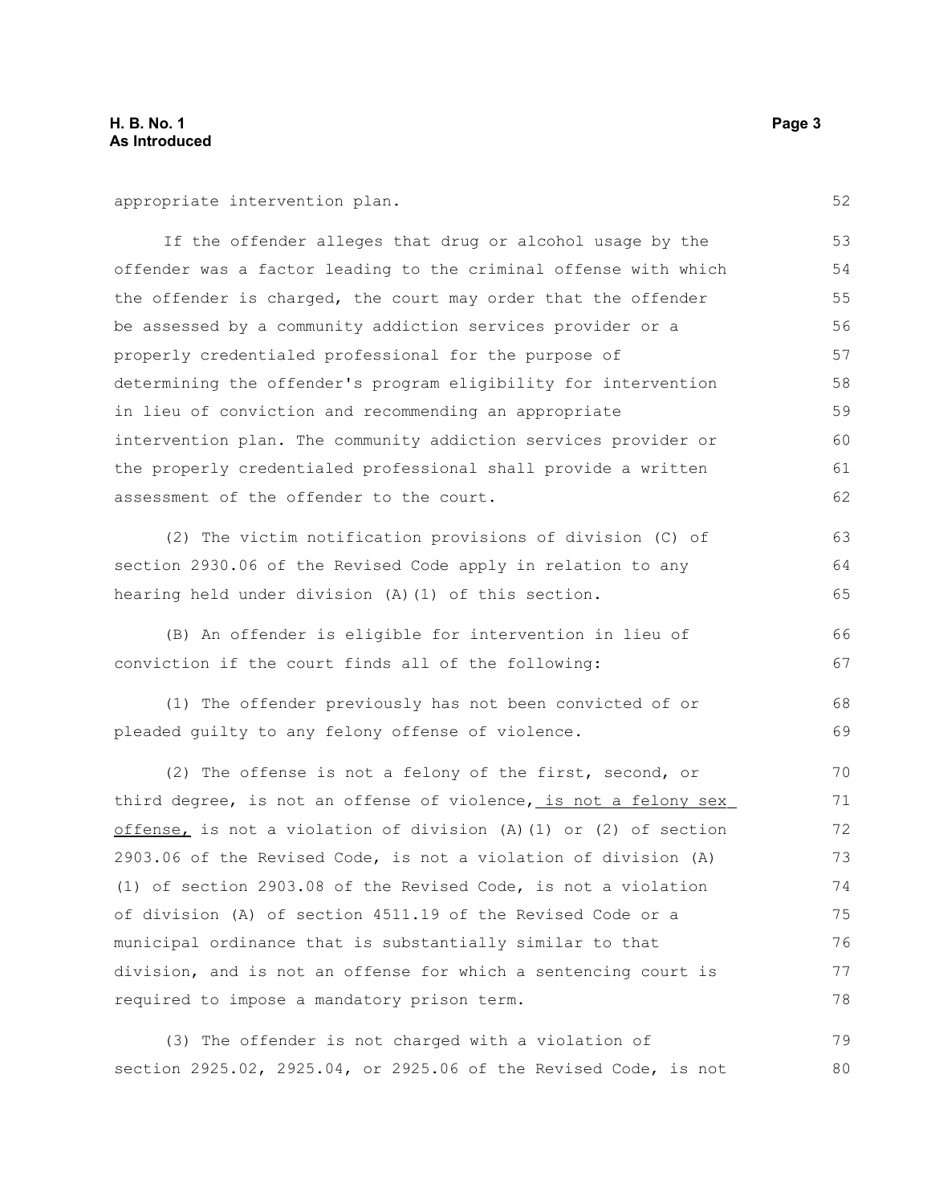appropriate intervention plan.

If the offender alleges that drug or alcohol usage by the offender was a factor leading to the criminal offense with which the offender is charged, the court may order that the offender be assessed by a community addiction services provider or a properly credentialed professional for the purpose of determining the offender's program eligibility for intervention in lieu of conviction and recommending an appropriate intervention plan. The community addiction services provider or the properly credentialed professional shall provide a written assessment of the offender to the court.

(2) The victim notification provisions of division (C) of section 2930.06 of the Revised Code apply in relation to any hearing held under division (A)(1) of this section.

(B) An offender is eligible for intervention in lieu of conviction if the court finds all of the following:

(1) The offender previously has not been convicted of or pleaded guilty to any felony offense of violence.

(2) The offense is not a felony of the first, second, or third degree, is not an offense of violence, <u>is not a felony sex offense,</u> is not a violation of division (A)(1) or (2) of section 2903.06 of the Revised Code, is not a violation of division (A)(1) of section 2903.08 of the Revised Code, is not a violation of division (A) of section 4511.19 of the Revised Code or a municipal ordinance that is substantially similar to that division, and is not an offense for which a sentencing court is required to impose a mandatory prison term.

(3) The offender is not charged with a violation of section 2925.02, 2925.04, or 2925.06 of the Revised Code, is not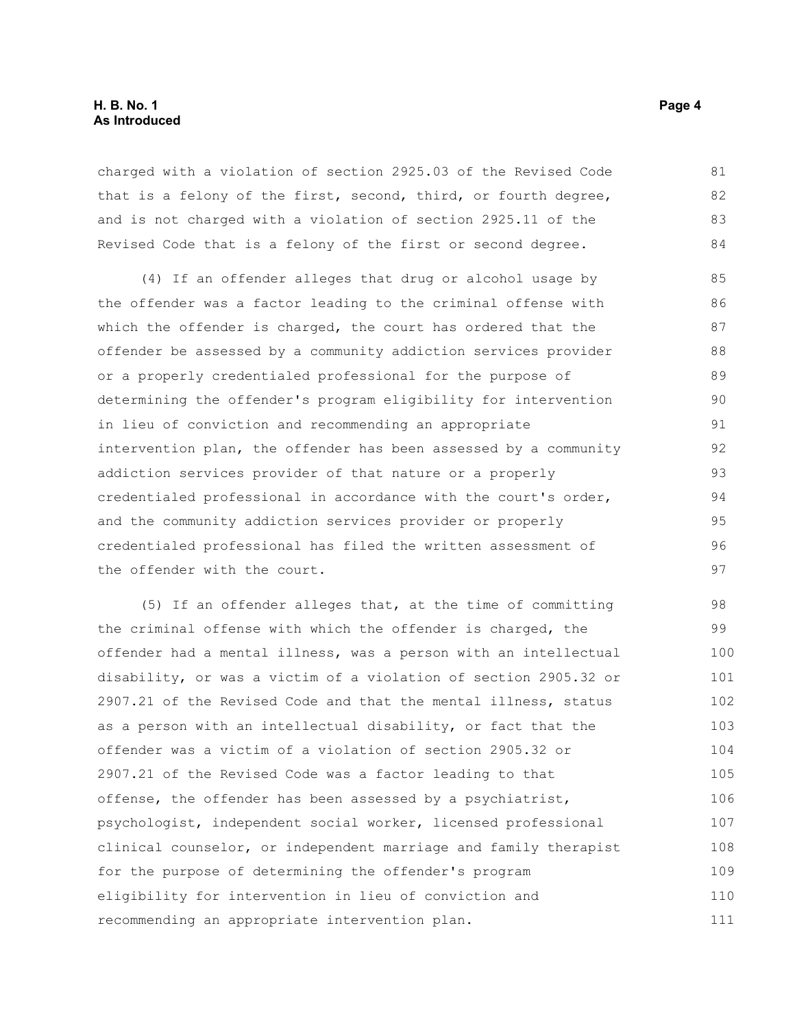charged with a violation of section 2925.03 of the Revised Code that is a felony of the first, second, third, or fourth degree, and is not charged with a violation of section 2925.11 of the Revised Code that is a felony of the first or second degree.

(4) If an offender alleges that drug or alcohol usage by the offender was a factor leading to the criminal offense with which the offender is charged, the court has ordered that the offender be assessed by a community addiction services provider or a properly credentialed professional for the purpose of determining the offender's program eligibility for intervention in lieu of conviction and recommending an appropriate intervention plan, the offender has been assessed by a community addiction services provider of that nature or a properly credentialed professional in accordance with the court's order, and the community addiction services provider or properly credentialed professional has filed the written assessment of the offender with the court.

(5) If an offender alleges that, at the time of committing the criminal offense with which the offender is charged, the offender had a mental illness, was a person with an intellectual disability, or was a victim of a violation of section 2905.32 or 2907.21 of the Revised Code and that the mental illness, status as a person with an intellectual disability, or fact that the offender was a victim of a violation of section 2905.32 or 2907.21 of the Revised Code was a factor leading to that offense, the offender has been assessed by a psychiatrist, psychologist, independent social worker, licensed professional clinical counselor, or independent marriage and family therapist for the purpose of determining the offender's program eligibility for intervention in lieu of conviction and recommending an appropriate intervention plan.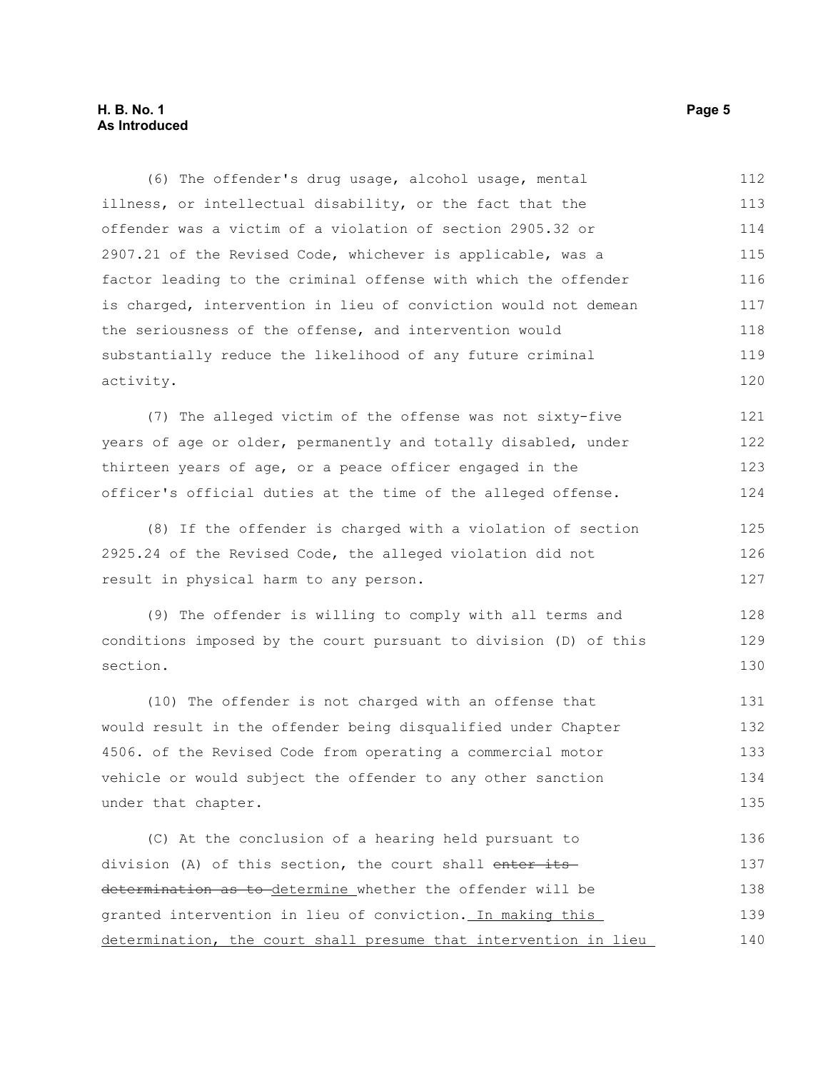(6) The offender's drug usage, alcohol usage, mental illness, or intellectual disability, or the fact that the offender was a victim of a violation of section 2905.32 or 2907.21 of the Revised Code, whichever is applicable, was a factor leading to the criminal offense with which the offender is charged, intervention in lieu of conviction would not demean the seriousness of the offense, and intervention would substantially reduce the likelihood of any future criminal activity.

(7) The alleged victim of the offense was not sixty-five years of age or older, permanently and totally disabled, under thirteen years of age, or a peace officer engaged in the officer's official duties at the time of the alleged offense.

(8) If the offender is charged with a violation of section 2925.24 of the Revised Code, the alleged violation did not result in physical harm to any person.

(9) The offender is willing to comply with all terms and conditions imposed by the court pursuant to division (D) of this section.

(10) The offender is not charged with an offense that would result in the offender being disqualified under Chapter 4506. of the Revised Code from operating a commercial motor vehicle or would subject the offender to any other sanction under that chapter.

(C) At the conclusion of a hearing held pursuant to division (A) of this section, the court shall ~~enter its determination as to~~ determine whether the offender will be granted intervention in lieu of conviction. In making this determination, the court shall presume that intervention in lieu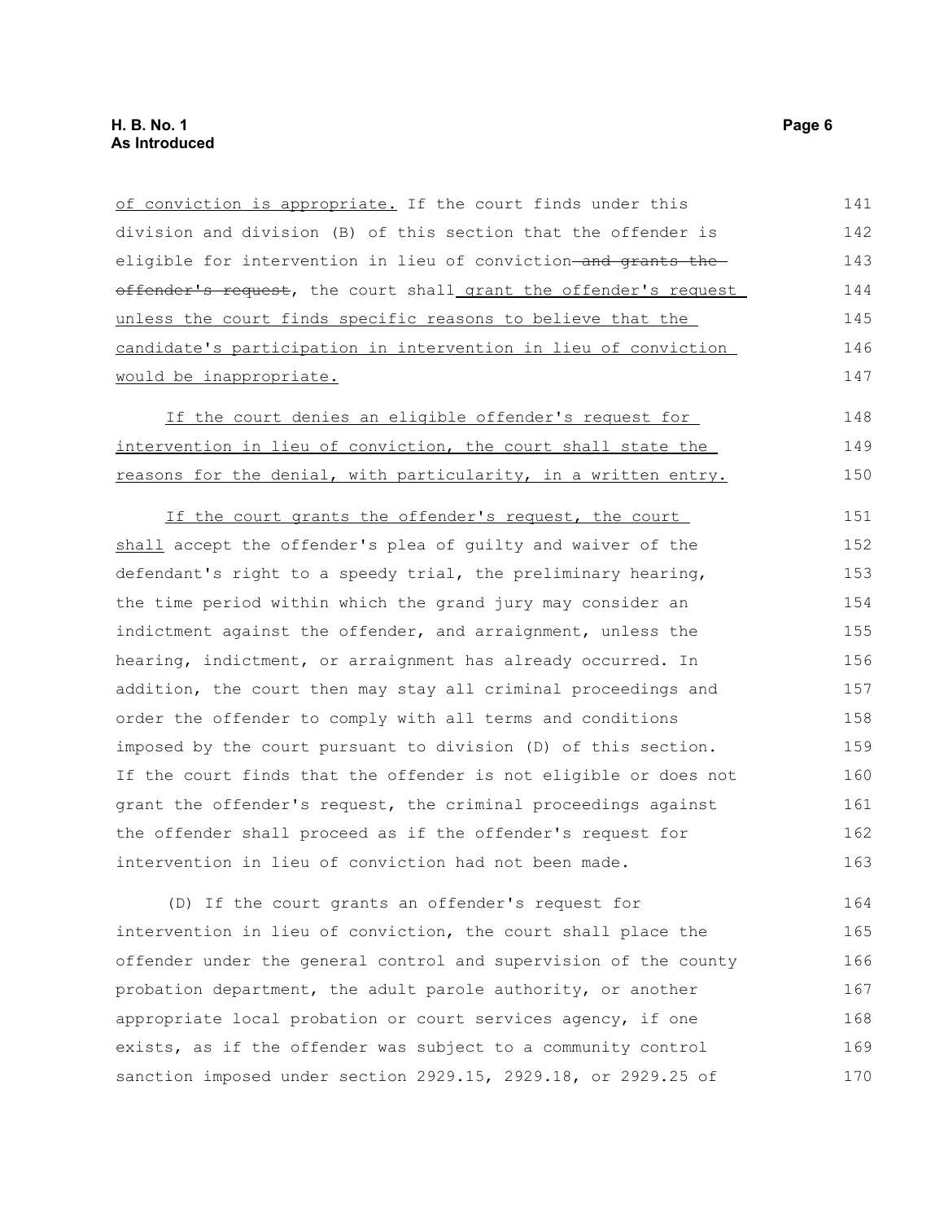of conviction is appropriate. If the court finds under this division and division (B) of this section that the offender is eligible for intervention in lieu of conviction ~~and grants the offender's request~~, the court shall grant the offender's request unless the court finds specific reasons to believe that the candidate's participation in intervention in lieu of conviction would be inappropriate.

If the court denies an eligible offender's request for intervention in lieu of conviction, the court shall state the reasons for the denial, with particularity, in a written entry.

If the court grants the offender's request, the court shall accept the offender's plea of guilty and waiver of the defendant's right to a speedy trial, the preliminary hearing, the time period within which the grand jury may consider an indictment against the offender, and arraignment, unless the hearing, indictment, or arraignment has already occurred. In addition, the court then may stay all criminal proceedings and order the offender to comply with all terms and conditions imposed by the court pursuant to division (D) of this section. If the court finds that the offender is not eligible or does not grant the offender's request, the criminal proceedings against the offender shall proceed as if the offender's request for intervention in lieu of conviction had not been made.

(D) If the court grants an offender's request for intervention in lieu of conviction, the court shall place the offender under the general control and supervision of the county probation department, the adult parole authority, or another appropriate local probation or court services agency, if one exists, as if the offender was subject to a community control sanction imposed under section 2929.15, 2929.18, or 2929.25 of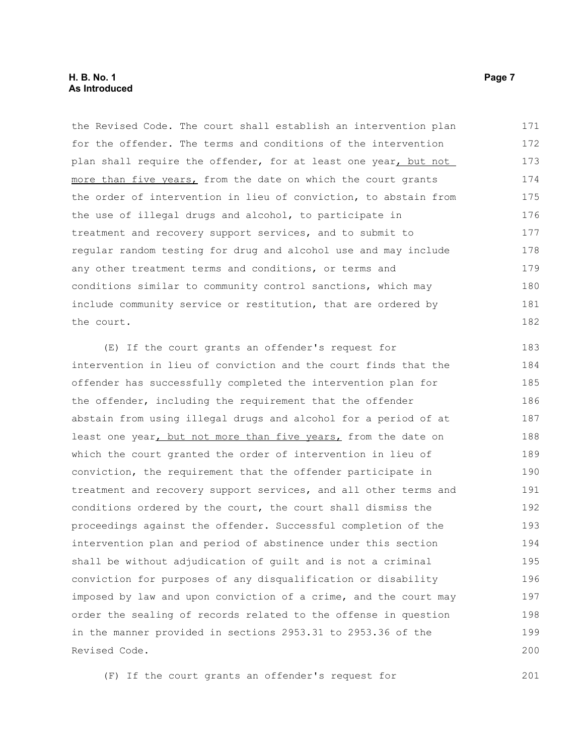the Revised Code. The court shall establish an intervention plan for the offender. The terms and conditions of the intervention plan shall require the offender, for at least one year<u>, but not more than five years,</u> from the date on which the court grants the order of intervention in lieu of conviction, to abstain from the use of illegal drugs and alcohol, to participate in treatment and recovery support services, and to submit to regular random testing for drug and alcohol use and may include any other treatment terms and conditions, or terms and conditions similar to community control sanctions, which may include community service or restitution, that are ordered by the court.

(E) If the court grants an offender's request for intervention in lieu of conviction and the court finds that the offender has successfully completed the intervention plan for the offender, including the requirement that the offender abstain from using illegal drugs and alcohol for a period of at least one year<u>, but not more than five years,</u> from the date on which the court granted the order of intervention in lieu of conviction, the requirement that the offender participate in treatment and recovery support services, and all other terms and conditions ordered by the court, the court shall dismiss the proceedings against the offender. Successful completion of the intervention plan and period of abstinence under this section shall be without adjudication of guilt and is not a criminal conviction for purposes of any disqualification or disability imposed by law and upon conviction of a crime, and the court may order the sealing of records related to the offense in question in the manner provided in sections 2953.31 to 2953.36 of the Revised Code.

(F) If the court grants an offender's request for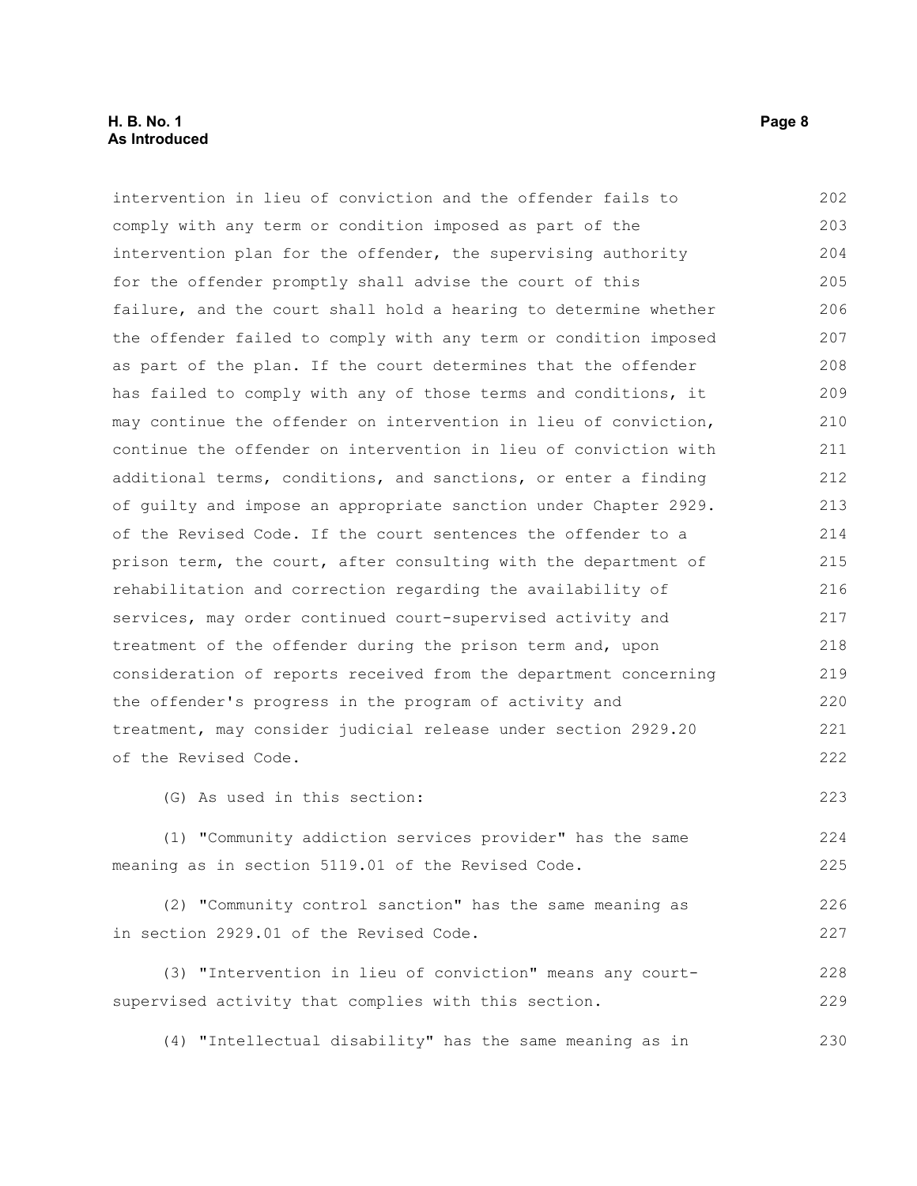intervention in lieu of conviction and the offender fails to comply with any term or condition imposed as part of the intervention plan for the offender, the supervising authority for the offender promptly shall advise the court of this failure, and the court shall hold a hearing to determine whether the offender failed to comply with any term or condition imposed as part of the plan. If the court determines that the offender has failed to comply with any of those terms and conditions, it may continue the offender on intervention in lieu of conviction, continue the offender on intervention in lieu of conviction with additional terms, conditions, and sanctions, or enter a finding of guilty and impose an appropriate sanction under Chapter 2929. of the Revised Code. If the court sentences the offender to a prison term, the court, after consulting with the department of rehabilitation and correction regarding the availability of services, may order continued court-supervised activity and treatment of the offender during the prison term and, upon consideration of reports received from the department concerning the offender's progress in the program of activity and treatment, may consider judicial release under section 2929.20 of the Revised Code.

(G) As used in this section:

(1) "Community addiction services provider" has the same meaning as in section 5119.01 of the Revised Code.

(2) "Community control sanction" has the same meaning as in section 2929.01 of the Revised Code.

(3) "Intervention in lieu of conviction" means any court-supervised activity that complies with this section.

(4) "Intellectual disability" has the same meaning as in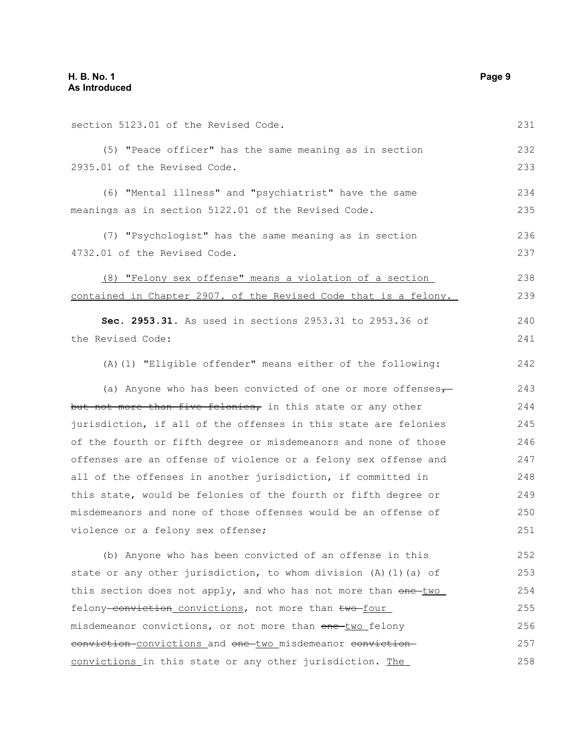section 5123.01 of the Revised Code.

(5) "Peace officer" has the same meaning as in section 2935.01 of the Revised Code.

(6) "Mental illness" and "psychiatrist" have the same meanings as in section 5122.01 of the Revised Code.

(7) "Psychologist" has the same meaning as in section 4732.01 of the Revised Code.

(8) "Felony sex offense" means a violation of a section contained in Chapter 2907. of the Revised Code that is a felony.

**Sec. 2953.31.** As used in sections 2953.31 to 2953.36 of the Revised Code:

(A)(1) "Eligible offender" means either of the following:

(a) Anyone who has been convicted of one or more offenses, ~~but not more than five felonies,~~ in this state or any other jurisdiction, if all of the offenses in this state are felonies of the fourth or fifth degree or misdemeanors and none of those offenses are an offense of violence or a felony sex offense and all of the offenses in another jurisdiction, if committed in this state, would be felonies of the fourth or fifth degree or misdemeanors and none of those offenses would be an offense of violence or a felony sex offense;

(b) Anyone who has been convicted of an offense in this state or any other jurisdiction, to whom division (A)(1)(a) of this section does not apply, and who has not more than ~~one~~ two felony ~~conviction~~ convictions, not more than ~~two~~ four misdemeanor convictions, or not more than ~~one~~ two felony ~~conviction~~ convictions and ~~one~~ two misdemeanor ~~conviction~~ convictions in this state or any other jurisdiction. The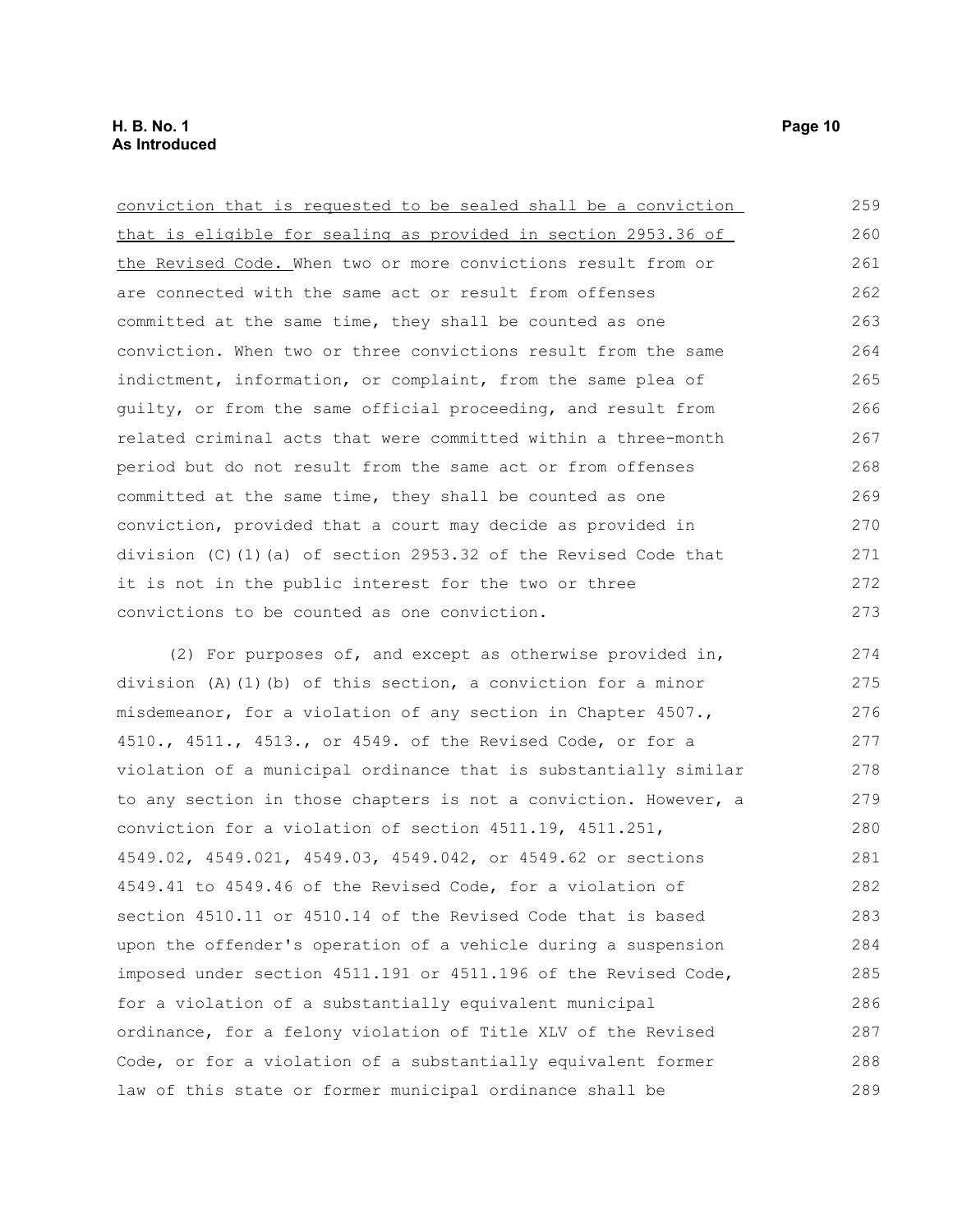conviction that is requested to be sealed shall be a conviction that is eligible for sealing as provided in section 2953.36 of the Revised Code. When two or more convictions result from or are connected with the same act or result from offenses committed at the same time, they shall be counted as one conviction. When two or three convictions result from the same indictment, information, or complaint, from the same plea of guilty, or from the same official proceeding, and result from related criminal acts that were committed within a three-month period but do not result from the same act or from offenses committed at the same time, they shall be counted as one conviction, provided that a court may decide as provided in division (C)(1)(a) of section 2953.32 of the Revised Code that it is not in the public interest for the two or three convictions to be counted as one conviction.

(2) For purposes of, and except as otherwise provided in, division (A)(1)(b) of this section, a conviction for a minor misdemeanor, for a violation of any section in Chapter 4507., 4510., 4511., 4513., or 4549. of the Revised Code, or for a violation of a municipal ordinance that is substantially similar to any section in those chapters is not a conviction. However, a conviction for a violation of section 4511.19, 4511.251, 4549.02, 4549.021, 4549.03, 4549.042, or 4549.62 or sections 4549.41 to 4549.46 of the Revised Code, for a violation of section 4510.11 or 4510.14 of the Revised Code that is based upon the offender's operation of a vehicle during a suspension imposed under section 4511.191 or 4511.196 of the Revised Code, for a violation of a substantially equivalent municipal ordinance, for a felony violation of Title XLV of the Revised Code, or for a violation of a substantially equivalent former law of this state or former municipal ordinance shall be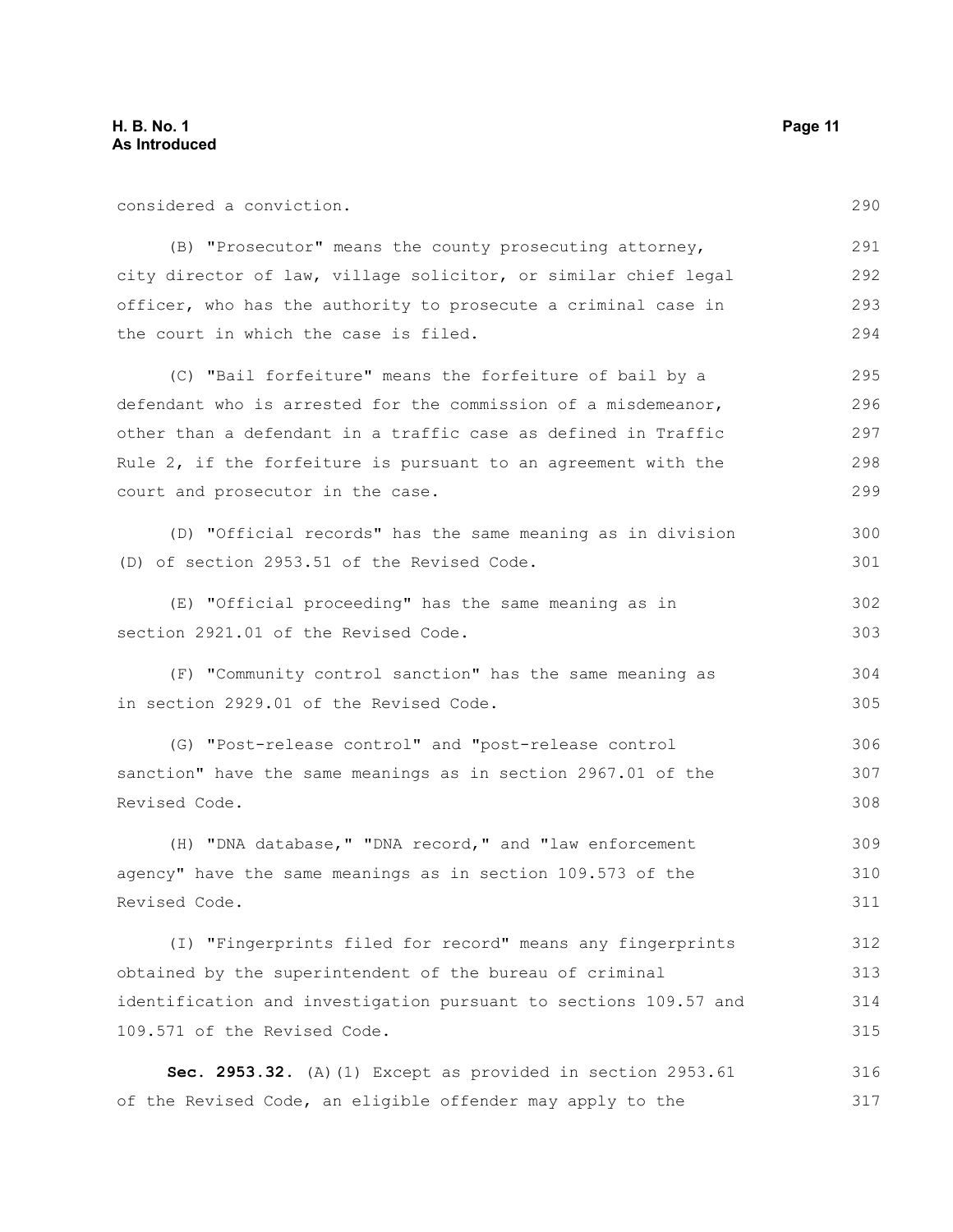considered a conviction.

(B) "Prosecutor" means the county prosecuting attorney, city director of law, village solicitor, or similar chief legal officer, who has the authority to prosecute a criminal case in the court in which the case is filed.

(C) "Bail forfeiture" means the forfeiture of bail by a defendant who is arrested for the commission of a misdemeanor, other than a defendant in a traffic case as defined in Traffic Rule 2, if the forfeiture is pursuant to an agreement with the court and prosecutor in the case.

(D) "Official records" has the same meaning as in division (D) of section 2953.51 of the Revised Code.

(E) "Official proceeding" has the same meaning as in section 2921.01 of the Revised Code.

(F) "Community control sanction" has the same meaning as in section 2929.01 of the Revised Code.

(G) "Post-release control" and "post-release control sanction" have the same meanings as in section 2967.01 of the Revised Code.

(H) "DNA database," "DNA record," and "law enforcement agency" have the same meanings as in section 109.573 of the Revised Code.

(I) "Fingerprints filed for record" means any fingerprints obtained by the superintendent of the bureau of criminal identification and investigation pursuant to sections 109.57 and 109.571 of the Revised Code.

**Sec. 2953.32.** (A)(1) Except as provided in section 2953.61 of the Revised Code, an eligible offender may apply to the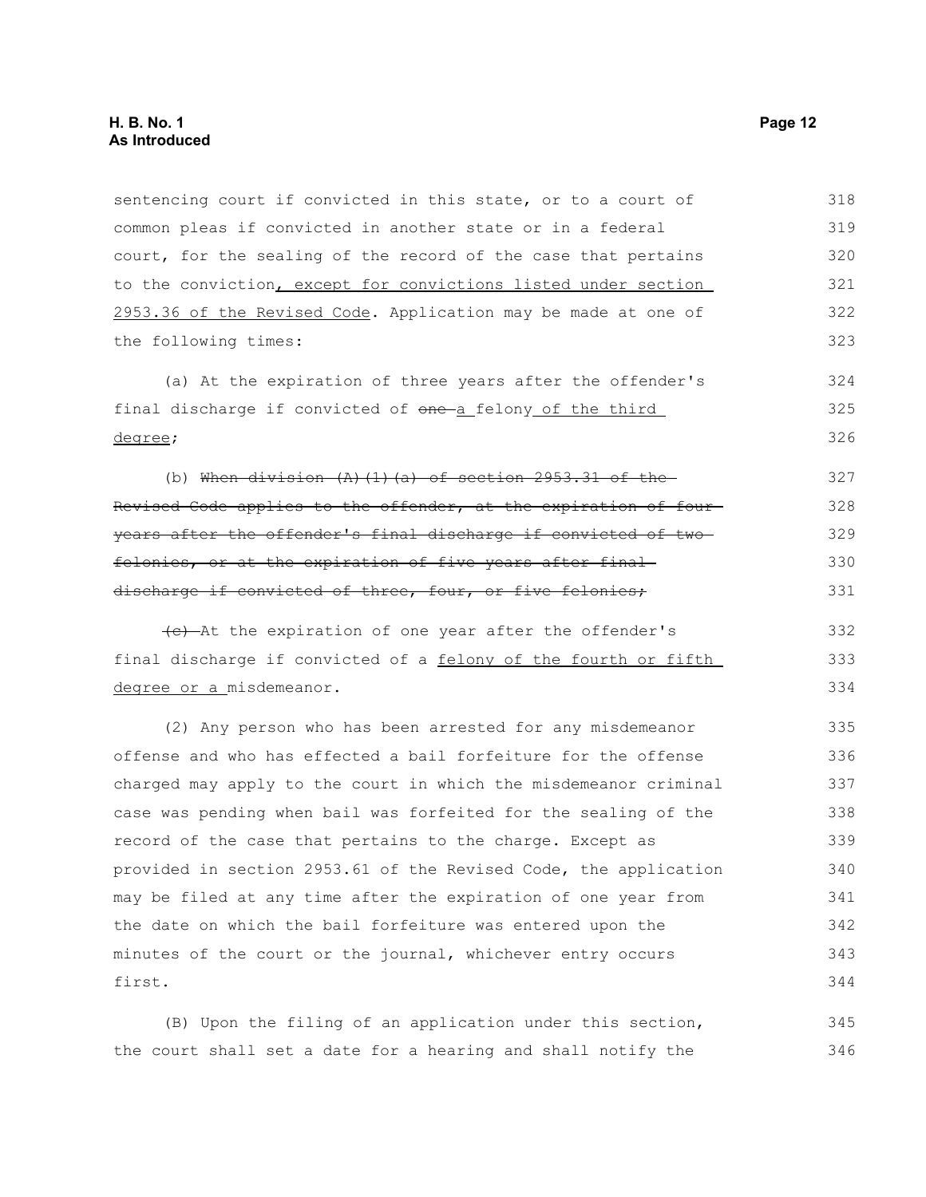sentencing court if convicted in this state, or to a court of common pleas if convicted in another state or in a federal court, for the sealing of the record of the case that pertains to the conviction, except for convictions listed under section 2953.36 of the Revised Code. Application may be made at one of the following times:

(a) At the expiration of three years after the offender's final discharge if convicted of ~~one~~ a felony of the third degree;

(b) ~~When division (A)(1)(a) of section 2953.31 of the Revised Code applies to the offender, at the expiration of four years after the offender's final discharge if convicted of two felonies, or at the expiration of five years after final discharge if convicted of three, four, or five felonies;~~

~~(c)~~ At the expiration of one year after the offender's final discharge if convicted of a felony of the fourth or fifth degree or a misdemeanor.

(2) Any person who has been arrested for any misdemeanor offense and who has effected a bail forfeiture for the offense charged may apply to the court in which the misdemeanor criminal case was pending when bail was forfeited for the sealing of the record of the case that pertains to the charge. Except as provided in section 2953.61 of the Revised Code, the application may be filed at any time after the expiration of one year from the date on which the bail forfeiture was entered upon the minutes of the court or the journal, whichever entry occurs first.

(B) Upon the filing of an application under this section, the court shall set a date for a hearing and shall notify the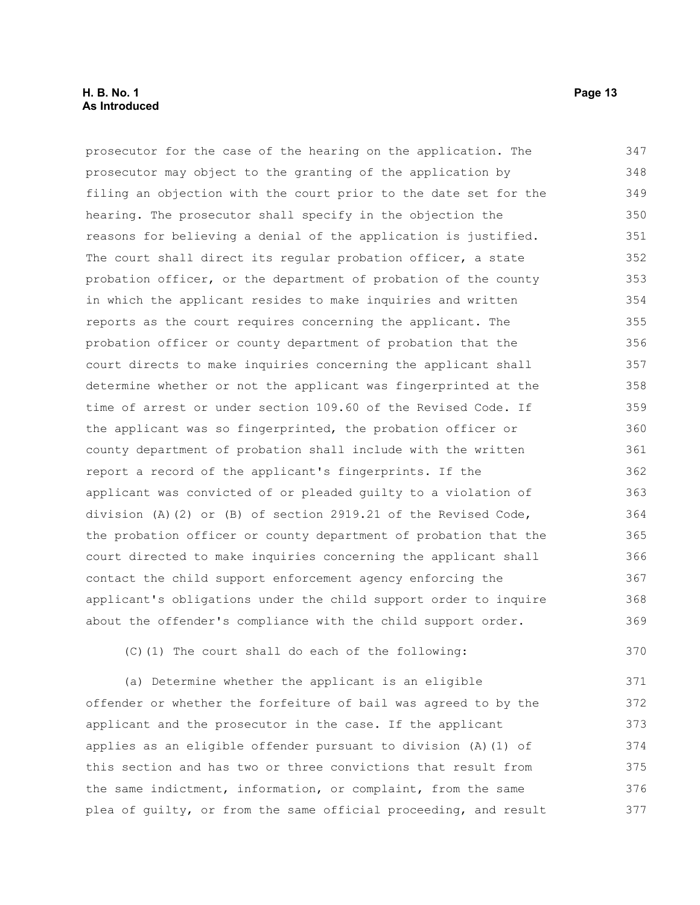prosecutor for the case of the hearing on the application. The prosecutor may object to the granting of the application by filing an objection with the court prior to the date set for the hearing. The prosecutor shall specify in the objection the reasons for believing a denial of the application is justified. The court shall direct its regular probation officer, a state probation officer, or the department of probation of the county in which the applicant resides to make inquiries and written reports as the court requires concerning the applicant. The probation officer or county department of probation that the court directs to make inquiries concerning the applicant shall determine whether or not the applicant was fingerprinted at the time of arrest or under section 109.60 of the Revised Code. If the applicant was so fingerprinted, the probation officer or county department of probation shall include with the written report a record of the applicant's fingerprints. If the applicant was convicted of or pleaded guilty to a violation of division (A)(2) or (B) of section 2919.21 of the Revised Code, the probation officer or county department of probation that the court directed to make inquiries concerning the applicant shall contact the child support enforcement agency enforcing the applicant's obligations under the child support order to inquire about the offender's compliance with the child support order.

(C)(1) The court shall do each of the following:

(a) Determine whether the applicant is an eligible offender or whether the forfeiture of bail was agreed to by the applicant and the prosecutor in the case. If the applicant applies as an eligible offender pursuant to division (A)(1) of this section and has two or three convictions that result from the same indictment, information, or complaint, from the same plea of guilty, or from the same official proceeding, and result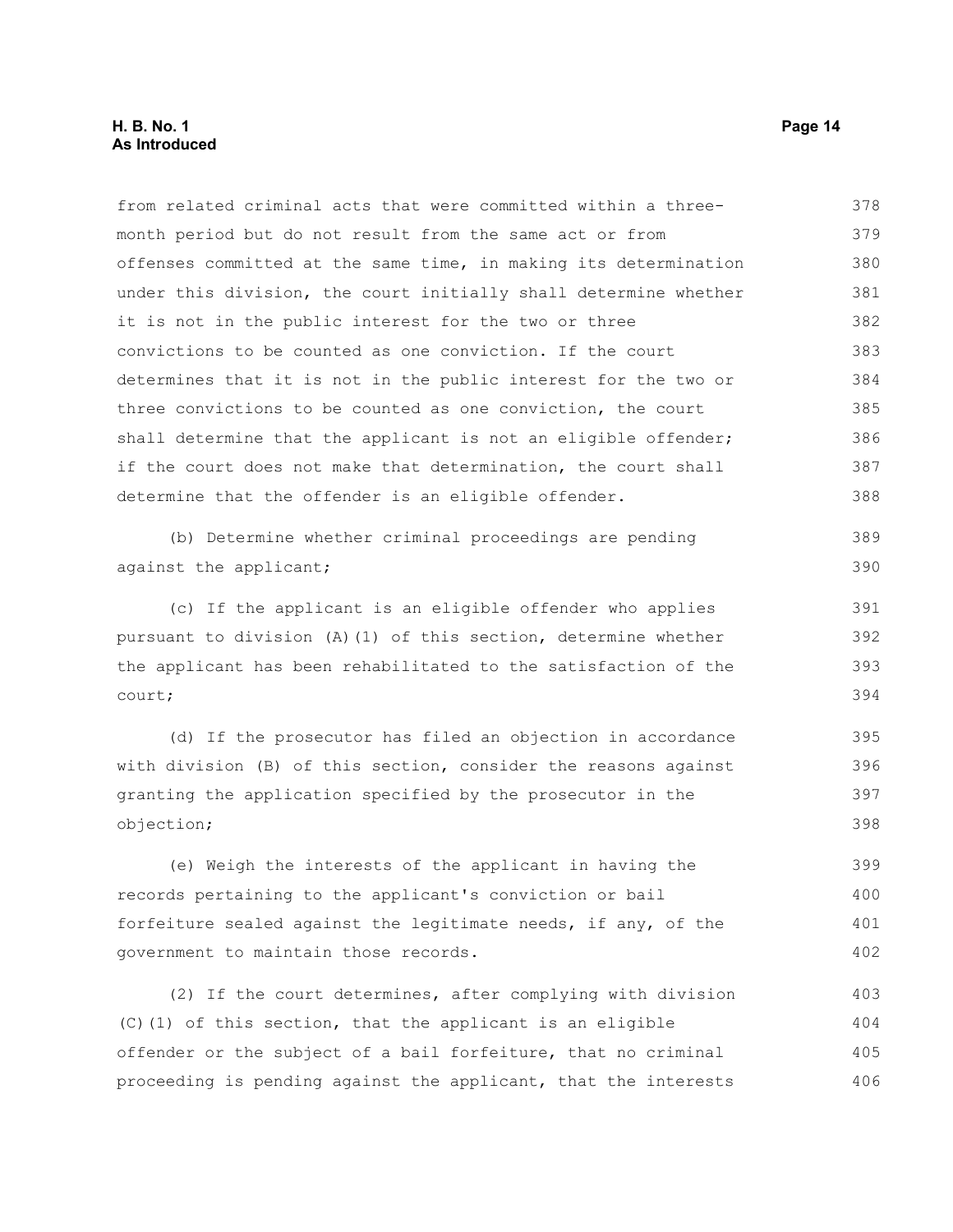from related criminal acts that were committed within a three-month period but do not result from the same act or from offenses committed at the same time, in making its determination under this division, the court initially shall determine whether it is not in the public interest for the two or three convictions to be counted as one conviction. If the court determines that it is not in the public interest for the two or three convictions to be counted as one conviction, the court shall determine that the applicant is not an eligible offender; if the court does not make that determination, the court shall determine that the offender is an eligible offender.

(b) Determine whether criminal proceedings are pending against the applicant;

(c) If the applicant is an eligible offender who applies pursuant to division (A)(1) of this section, determine whether the applicant has been rehabilitated to the satisfaction of the court;

(d) If the prosecutor has filed an objection in accordance with division (B) of this section, consider the reasons against granting the application specified by the prosecutor in the objection;

(e) Weigh the interests of the applicant in having the records pertaining to the applicant's conviction or bail forfeiture sealed against the legitimate needs, if any, of the government to maintain those records.

(2) If the court determines, after complying with division (C)(1) of this section, that the applicant is an eligible offender or the subject of a bail forfeiture, that no criminal proceeding is pending against the applicant, that the interests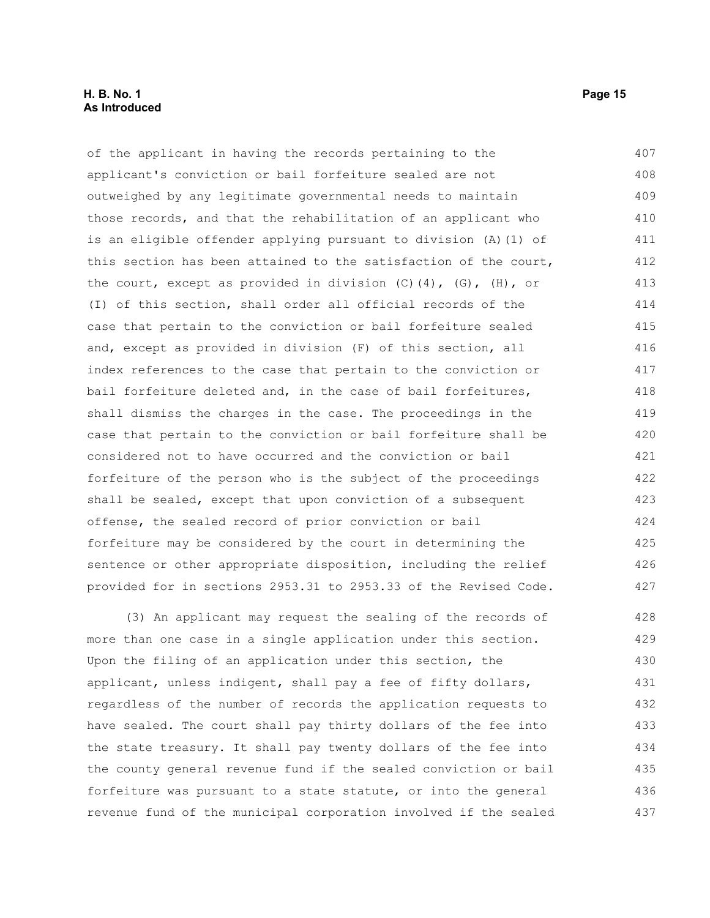of the applicant in having the records pertaining to the applicant's conviction or bail forfeiture sealed are not outweighed by any legitimate governmental needs to maintain those records, and that the rehabilitation of an applicant who is an eligible offender applying pursuant to division (A)(1) of this section has been attained to the satisfaction of the court, the court, except as provided in division (C)(4), (G), (H), or (I) of this section, shall order all official records of the case that pertain to the conviction or bail forfeiture sealed and, except as provided in division (F) of this section, all index references to the case that pertain to the conviction or bail forfeiture deleted and, in the case of bail forfeitures, shall dismiss the charges in the case. The proceedings in the case that pertain to the conviction or bail forfeiture shall be considered not to have occurred and the conviction or bail forfeiture of the person who is the subject of the proceedings shall be sealed, except that upon conviction of a subsequent offense, the sealed record of prior conviction or bail forfeiture may be considered by the court in determining the sentence or other appropriate disposition, including the relief provided for in sections 2953.31 to 2953.33 of the Revised Code.

(3) An applicant may request the sealing of the records of more than one case in a single application under this section. Upon the filing of an application under this section, the applicant, unless indigent, shall pay a fee of fifty dollars, regardless of the number of records the application requests to have sealed. The court shall pay thirty dollars of the fee into the state treasury. It shall pay twenty dollars of the fee into the county general revenue fund if the sealed conviction or bail forfeiture was pursuant to a state statute, or into the general revenue fund of the municipal corporation involved if the sealed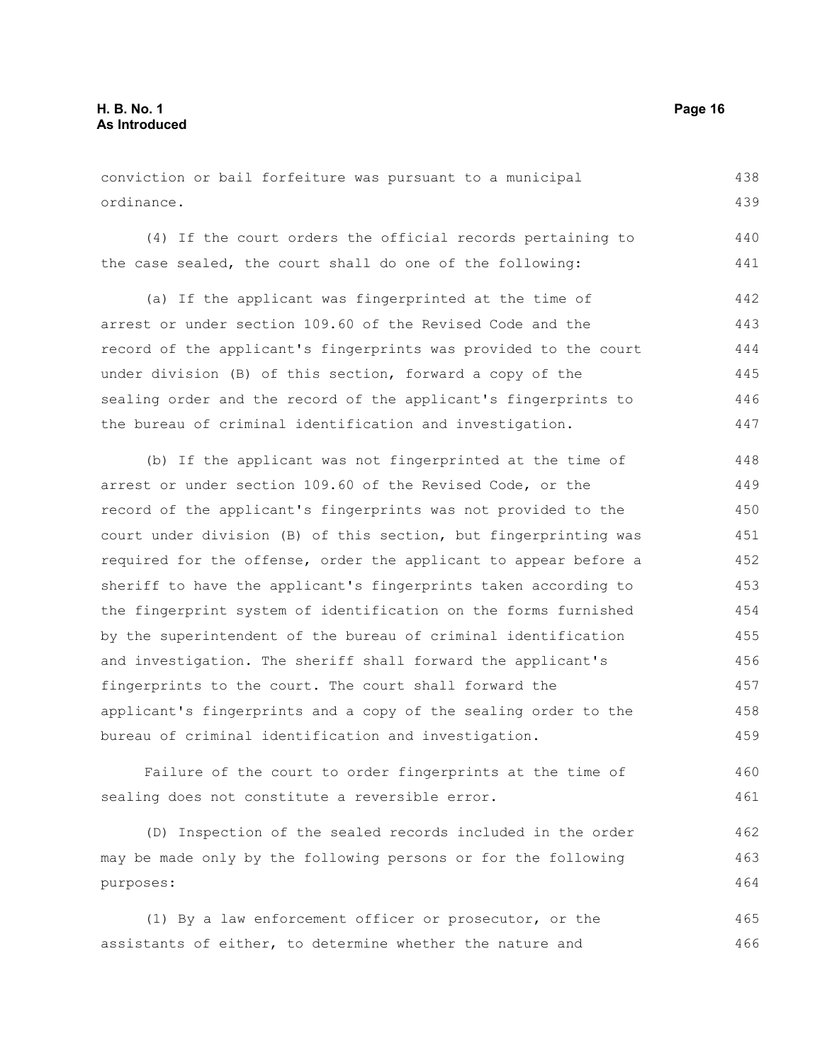conviction or bail forfeiture was pursuant to a municipal ordinance.

(4) If the court orders the official records pertaining to the case sealed, the court shall do one of the following:

(a) If the applicant was fingerprinted at the time of arrest or under section 109.60 of the Revised Code and the record of the applicant's fingerprints was provided to the court under division (B) of this section, forward a copy of the sealing order and the record of the applicant's fingerprints to the bureau of criminal identification and investigation.

(b) If the applicant was not fingerprinted at the time of arrest or under section 109.60 of the Revised Code, or the record of the applicant's fingerprints was not provided to the court under division (B) of this section, but fingerprinting was required for the offense, order the applicant to appear before a sheriff to have the applicant's fingerprints taken according to the fingerprint system of identification on the forms furnished by the superintendent of the bureau of criminal identification and investigation. The sheriff shall forward the applicant's fingerprints to the court. The court shall forward the applicant's fingerprints and a copy of the sealing order to the bureau of criminal identification and investigation.

Failure of the court to order fingerprints at the time of sealing does not constitute a reversible error.

(D) Inspection of the sealed records included in the order may be made only by the following persons or for the following purposes:

(1) By a law enforcement officer or prosecutor, or the assistants of either, to determine whether the nature and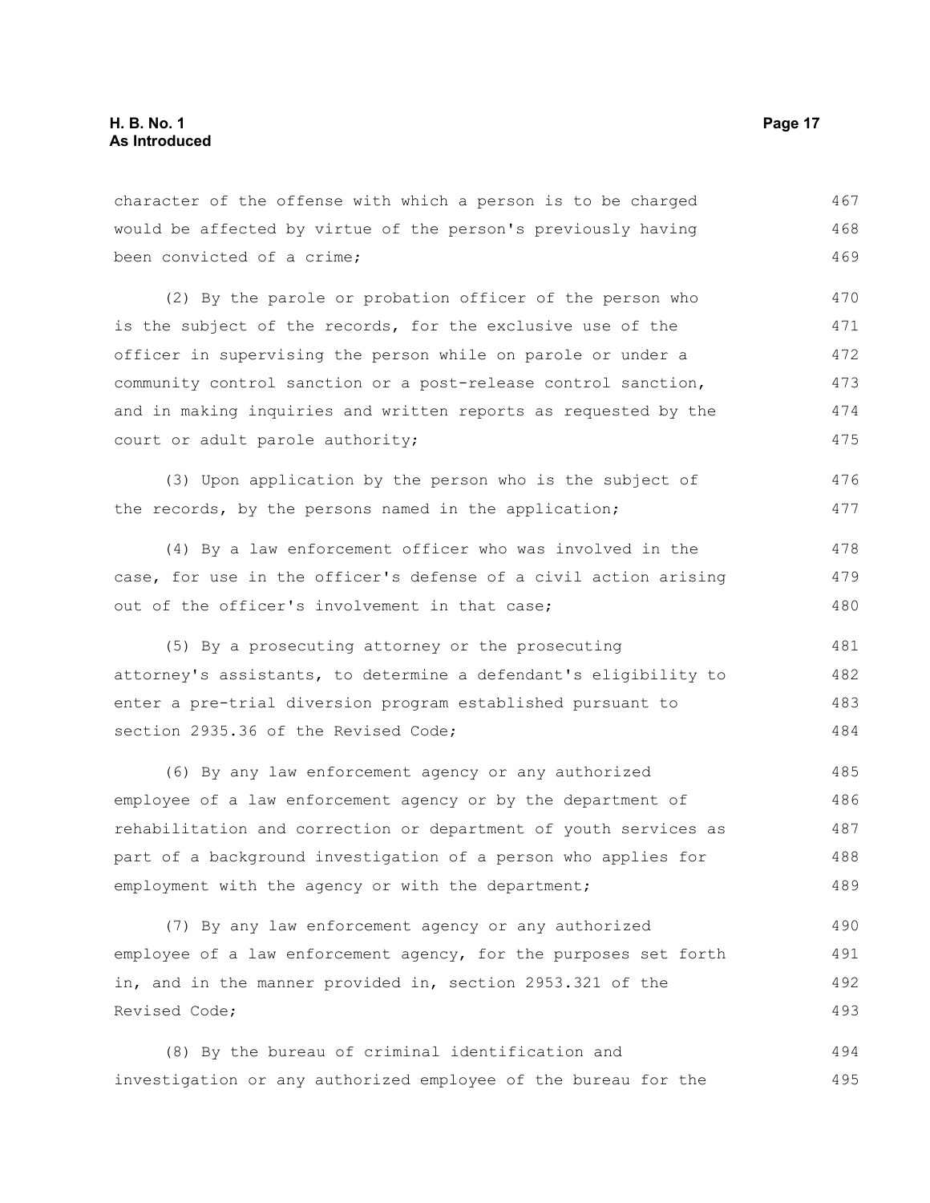character of the offense with which a person is to be charged would be affected by virtue of the person's previously having been convicted of a crime;

(2) By the parole or probation officer of the person who is the subject of the records, for the exclusive use of the officer in supervising the person while on parole or under a community control sanction or a post-release control sanction, and in making inquiries and written reports as requested by the court or adult parole authority;

(3) Upon application by the person who is the subject of the records, by the persons named in the application;

(4) By a law enforcement officer who was involved in the case, for use in the officer's defense of a civil action arising out of the officer's involvement in that case;

(5) By a prosecuting attorney or the prosecuting attorney's assistants, to determine a defendant's eligibility to enter a pre-trial diversion program established pursuant to section 2935.36 of the Revised Code;

(6) By any law enforcement agency or any authorized employee of a law enforcement agency or by the department of rehabilitation and correction or department of youth services as part of a background investigation of a person who applies for employment with the agency or with the department;

(7) By any law enforcement agency or any authorized employee of a law enforcement agency, for the purposes set forth in, and in the manner provided in, section 2953.321 of the Revised Code;

(8) By the bureau of criminal identification and investigation or any authorized employee of the bureau for the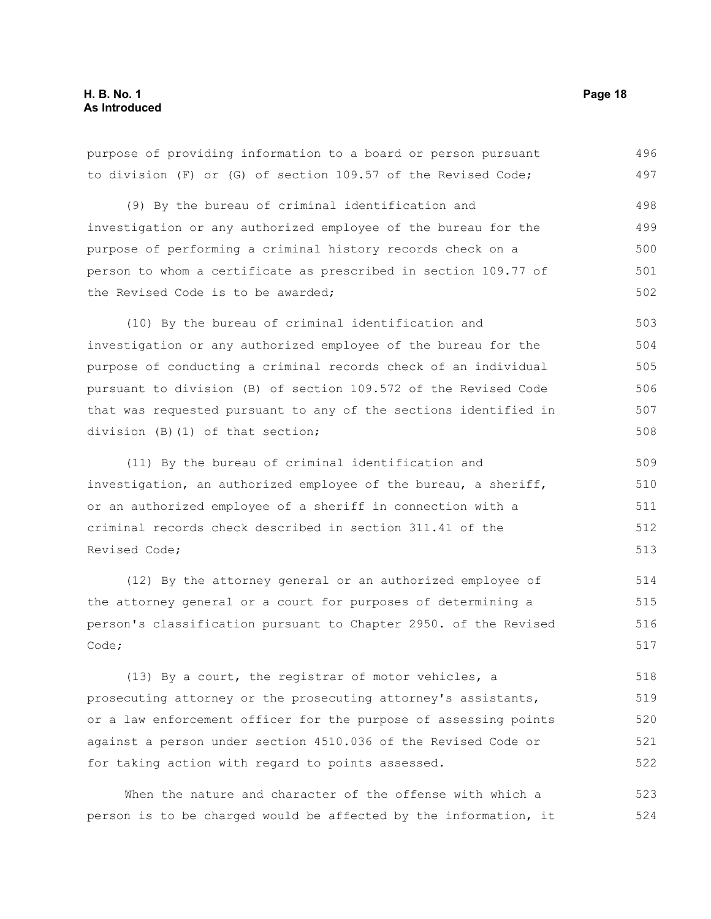purpose of providing information to a board or person pursuant to division (F) or (G) of section 109.57 of the Revised Code;

(9) By the bureau of criminal identification and investigation or any authorized employee of the bureau for the purpose of performing a criminal history records check on a person to whom a certificate as prescribed in section 109.77 of the Revised Code is to be awarded;

(10) By the bureau of criminal identification and investigation or any authorized employee of the bureau for the purpose of conducting a criminal records check of an individual pursuant to division (B) of section 109.572 of the Revised Code that was requested pursuant to any of the sections identified in division (B)(1) of that section;

(11) By the bureau of criminal identification and investigation, an authorized employee of the bureau, a sheriff, or an authorized employee of a sheriff in connection with a criminal records check described in section 311.41 of the Revised Code;

(12) By the attorney general or an authorized employee of the attorney general or a court for purposes of determining a person's classification pursuant to Chapter 2950. of the Revised Code;

(13) By a court, the registrar of motor vehicles, a prosecuting attorney or the prosecuting attorney's assistants, or a law enforcement officer for the purpose of assessing points against a person under section 4510.036 of the Revised Code or for taking action with regard to points assessed.

When the nature and character of the offense with which a person is to be charged would be affected by the information, it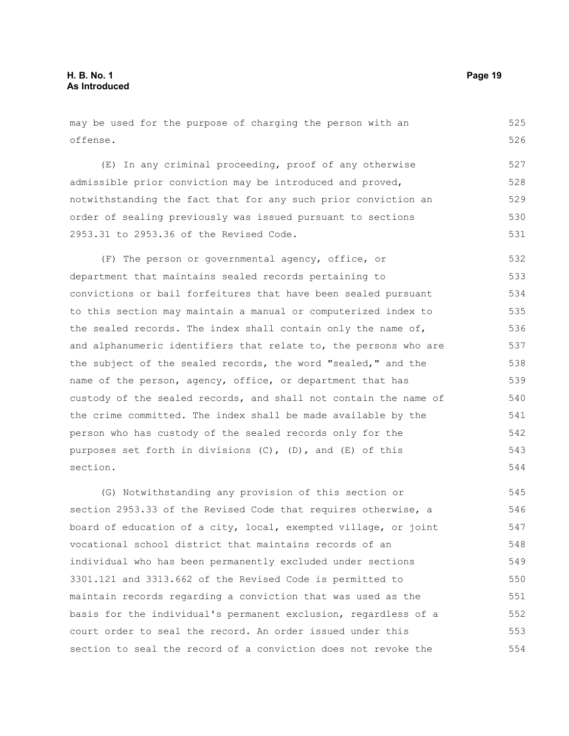may be used for the purpose of charging the person with an offense.

(E) In any criminal proceeding, proof of any otherwise admissible prior conviction may be introduced and proved, notwithstanding the fact that for any such prior conviction an order of sealing previously was issued pursuant to sections 2953.31 to 2953.36 of the Revised Code.

(F) The person or governmental agency, office, or department that maintains sealed records pertaining to convictions or bail forfeitures that have been sealed pursuant to this section may maintain a manual or computerized index to the sealed records. The index shall contain only the name of, and alphanumeric identifiers that relate to, the persons who are the subject of the sealed records, the word "sealed," and the name of the person, agency, office, or department that has custody of the sealed records, and shall not contain the name of the crime committed. The index shall be made available by the person who has custody of the sealed records only for the purposes set forth in divisions (C), (D), and (E) of this section.

(G) Notwithstanding any provision of this section or section 2953.33 of the Revised Code that requires otherwise, a board of education of a city, local, exempted village, or joint vocational school district that maintains records of an individual who has been permanently excluded under sections 3301.121 and 3313.662 of the Revised Code is permitted to maintain records regarding a conviction that was used as the basis for the individual's permanent exclusion, regardless of a court order to seal the record. An order issued under this section to seal the record of a conviction does not revoke the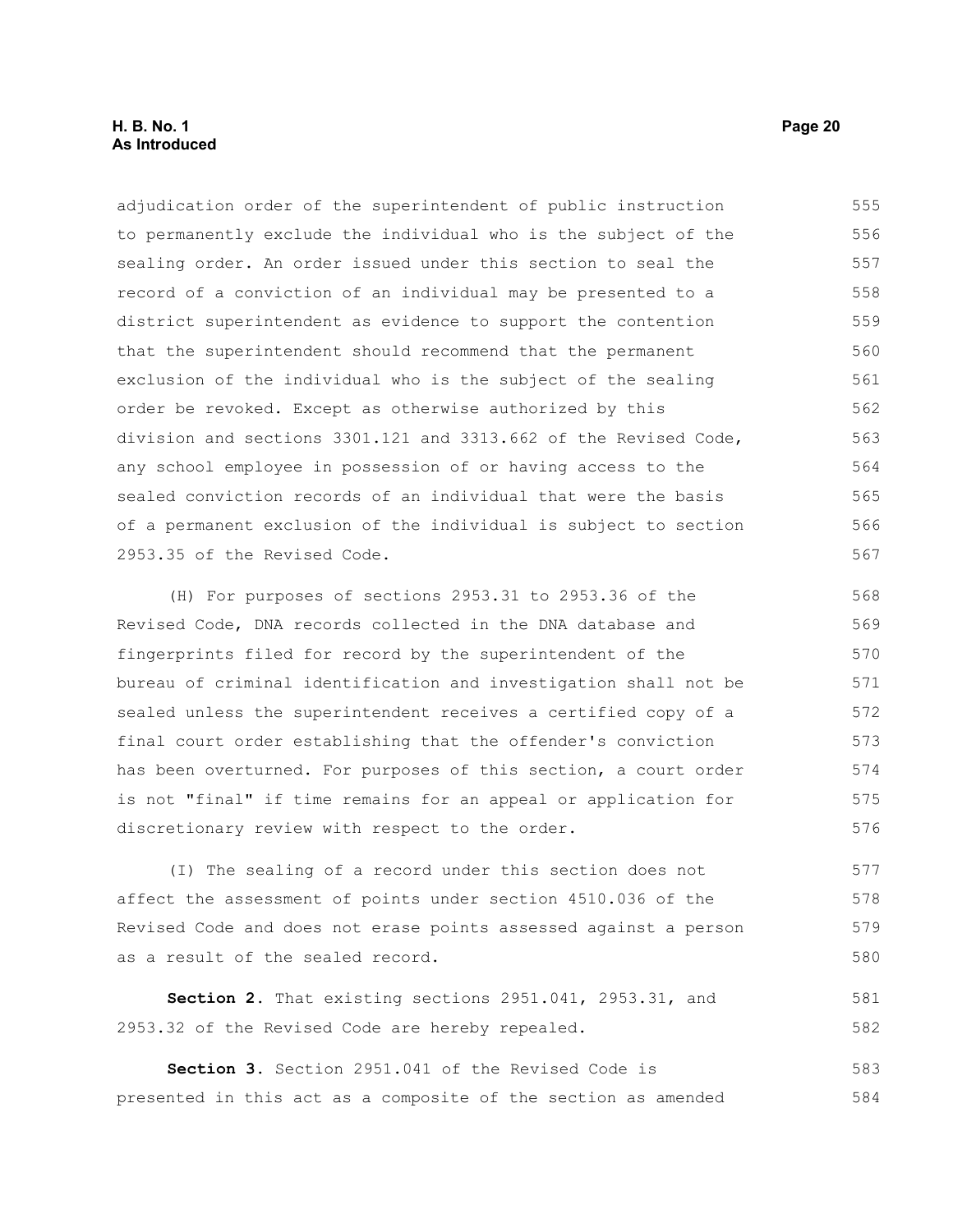adjudication order of the superintendent of public instruction to permanently exclude the individual who is the subject of the sealing order. An order issued under this section to seal the record of a conviction of an individual may be presented to a district superintendent as evidence to support the contention that the superintendent should recommend that the permanent exclusion of the individual who is the subject of the sealing order be revoked. Except as otherwise authorized by this division and sections 3301.121 and 3313.662 of the Revised Code, any school employee in possession of or having access to the sealed conviction records of an individual that were the basis of a permanent exclusion of the individual is subject to section 2953.35 of the Revised Code.

(H) For purposes of sections 2953.31 to 2953.36 of the Revised Code, DNA records collected in the DNA database and fingerprints filed for record by the superintendent of the bureau of criminal identification and investigation shall not be sealed unless the superintendent receives a certified copy of a final court order establishing that the offender's conviction has been overturned. For purposes of this section, a court order is not "final" if time remains for an appeal or application for discretionary review with respect to the order.

(I) The sealing of a record under this section does not affect the assessment of points under section 4510.036 of the Revised Code and does not erase points assessed against a person as a result of the sealed record.

**Section 2.** That existing sections 2951.041, 2953.31, and 2953.32 of the Revised Code are hereby repealed.

**Section 3.** Section 2951.041 of the Revised Code is presented in this act as a composite of the section as amended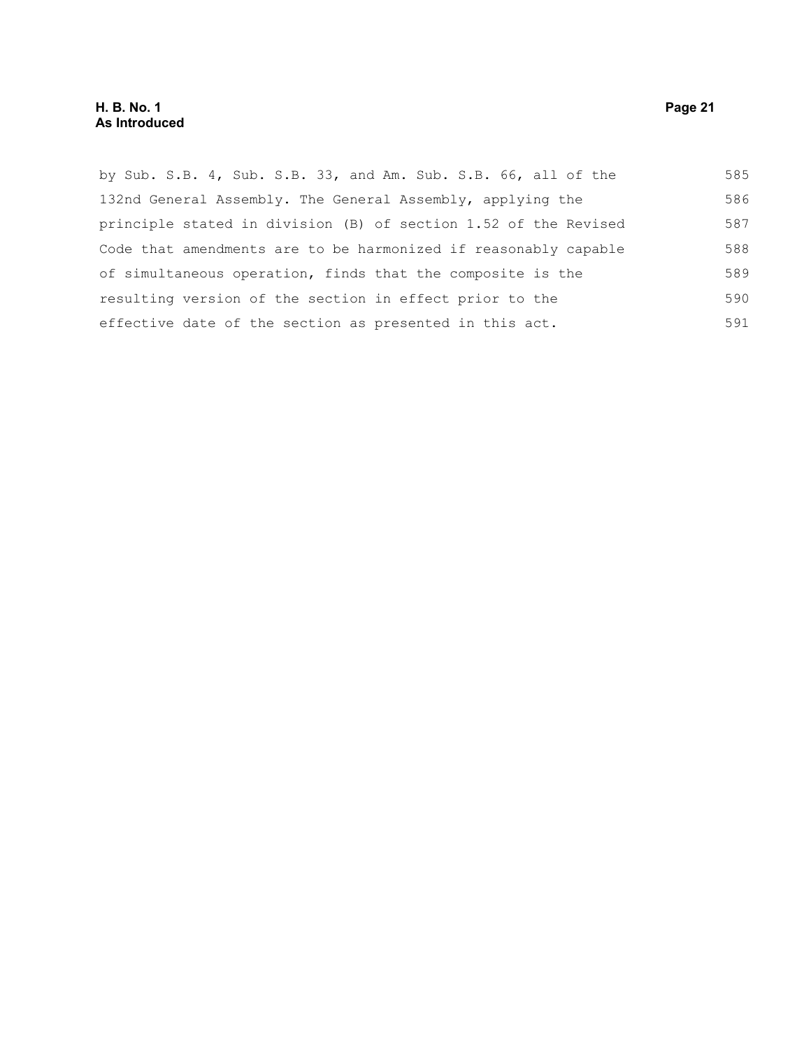by Sub. S.B. 4, Sub. S.B. 33, and Am. Sub. S.B. 66, all of the 132nd General Assembly. The General Assembly, applying the principle stated in division (B) of section 1.52 of the Revised Code that amendments are to be harmonized if reasonably capable of simultaneous operation, finds that the composite is the resulting version of the section in effect prior to the effective date of the section as presented in this act.